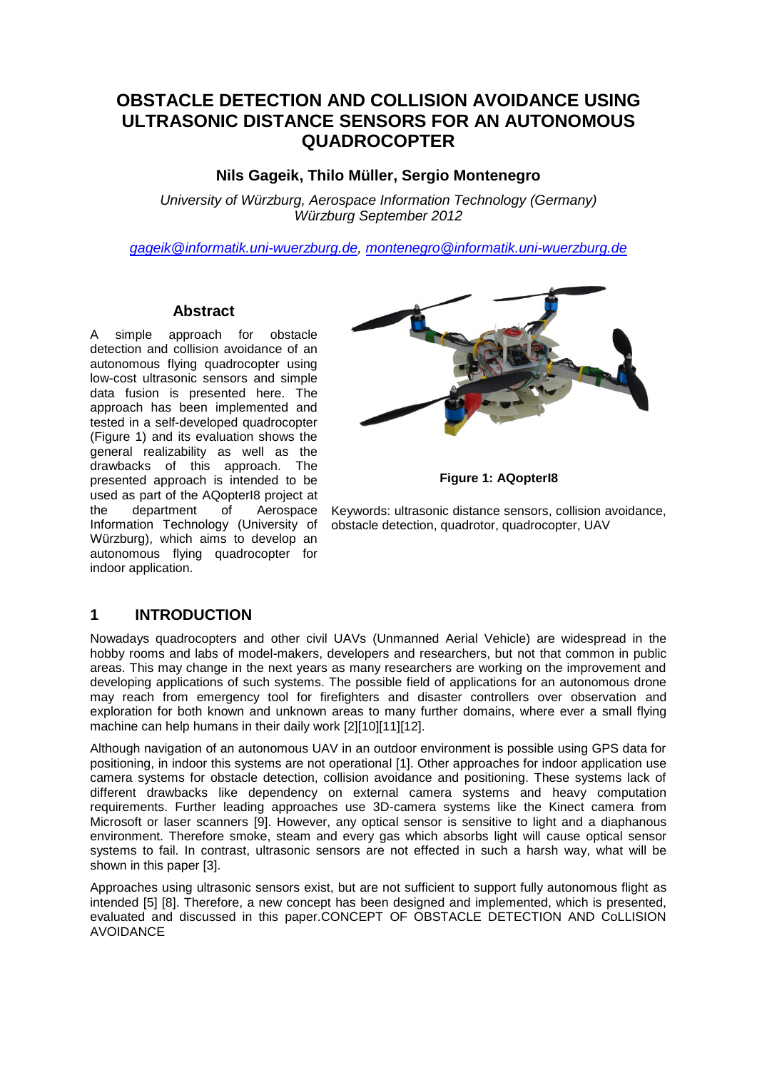# OBSTACLE DETECTION AND COLLISION AVOIDANCE USING ULTRASONIC DISTANCE SENSORS FOR AN AUTONOMOUS QUADROCOPTER

**Nils Gageik, Thilo Müller, Sergio Montenegro**

*University of Würzburg, Aerospace Information Technology (Germany)*
*Würzburg September 2012*

*gageik@informatik.uni-wuerzburg.de, montenegro@informatik.uni-wuerzburg.de*

## Abstract

A simple approach for obstacle detection and collision avoidance of an autonomous flying quadrocopter using low-cost ultrasonic sensors and simple data fusion is presented here. The approach has been implemented and tested in a self-developed quadrocopter (Figure 1) and its evaluation shows the general realizability as well as the drawbacks of this approach. The presented approach is intended to be used as part of the AQopterI8 project at the department of Aerospace Information Technology (University of Würzburg), which aims to develop an autonomous flying quadrocopter for indoor application.

**Figure 1: AQopterI8**

Keywords: ultrasonic distance sensors, collision avoidance, obstacle detection, quadrotor, quadrocopter, UAV

## 1 INTRODUCTION

Nowadays quadrocopters and other civil UAVs (Unmanned Aerial Vehicle) are widespread in the hobby rooms and labs of model-makers, developers and researchers, but not that common in public areas. This may change in the next years as many researchers are working on the improvement and developing applications of such systems. The possible field of applications for an autonomous drone may reach from emergency tool for firefighters and disaster controllers over observation and exploration for both known and unknown areas to many further domains, where ever a small flying machine can help humans in their daily work [2][10][11][12].

Although navigation of an autonomous UAV in an outdoor environment is possible using GPS data for positioning, in indoor this systems are not operational [1]. Other approaches for indoor application use camera systems for obstacle detection, collision avoidance and positioning. These systems lack of different drawbacks like dependency on external camera systems and heavy computation requirements. Further leading approaches use 3D-camera systems like the Kinect camera from Microsoft or laser scanners [9]. However, any optical sensor is sensitive to light and a diaphanous environment. Therefore smoke, steam and every gas which absorbs light will cause optical sensor systems to fail. In contrast, ultrasonic sensors are not effected in such a harsh way, what will be shown in this paper [3].

Approaches using ultrasonic sensors exist, but are not sufficient to support fully autonomous flight as intended [5] [8]. Therefore, a new concept has been designed and implemented, which is presented, evaluated and discussed in this paper.CONCEPT OF OBSTACLE DETECTION AND CoLLISION AVOIDANCE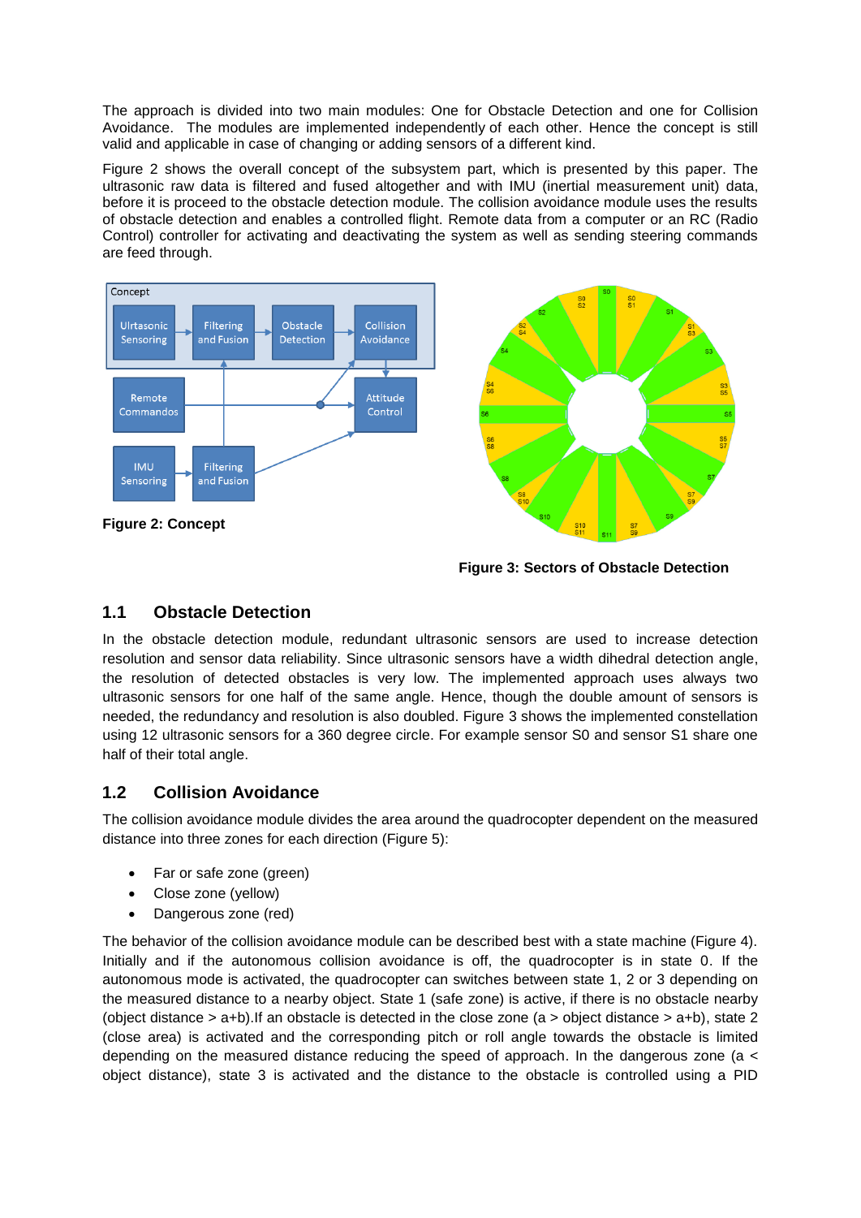The approach is divided into two main modules: One for Obstacle Detection and one for Collision Avoidance. The modules are implemented independently of each other. Hence the concept is still valid and applicable in case of changing or adding sensors of a different kind.

Figure 2 shows the overall concept of the subsystem part, which is presented by this paper. The ultrasonic raw data is filtered and fused altogether and with IMU (inertial measurement unit) data, before it is proceed to the obstacle detection module. The collision avoidance module uses the results of obstacle detection and enables a controlled flight. Remote data from a computer or an RC (Radio Control) controller for activating and deactivating the system as well as sending steering commands are feed through.

**Figure 2: Concept**

**Figure 3: Sectors of Obstacle Detection**

## 1.1 Obstacle Detection

In the obstacle detection module, redundant ultrasonic sensors are used to increase detection resolution and sensor data reliability. Since ultrasonic sensors have a width dihedral detection angle, the resolution of detected obstacles is very low. The implemented approach uses always two ultrasonic sensors for one half of the same angle. Hence, though the double amount of sensors is needed, the redundancy and resolution is also doubled. Figure 3 shows the implemented constellation using 12 ultrasonic sensors for a 360 degree circle. For example sensor S0 and sensor S1 share one half of their total angle.

## 1.2 Collision Avoidance

The collision avoidance module divides the area around the quadrocopter dependent on the measured distance into three zones for each direction (Figure 5):

- Far or safe zone (green)
- Close zone (yellow)
- Dangerous zone (red)

The behavior of the collision avoidance module can be described best with a state machine (Figure 4). Initially and if the autonomous collision avoidance is off, the quadrocopter is in state 0. If the autonomous mode is activated, the quadrocopter can switches between state 1, 2 or 3 depending on the measured distance to a nearby object. State 1 (safe zone) is active, if there is no obstacle nearby (object distance > a+b).If an obstacle is detected in the close zone (a > object distance > a+b), state 2 (close area) is activated and the corresponding pitch or roll angle towards the obstacle is limited depending on the measured distance reducing the speed of approach. In the dangerous zone (a < object distance), state 3 is activated and the distance to the obstacle is controlled using a PID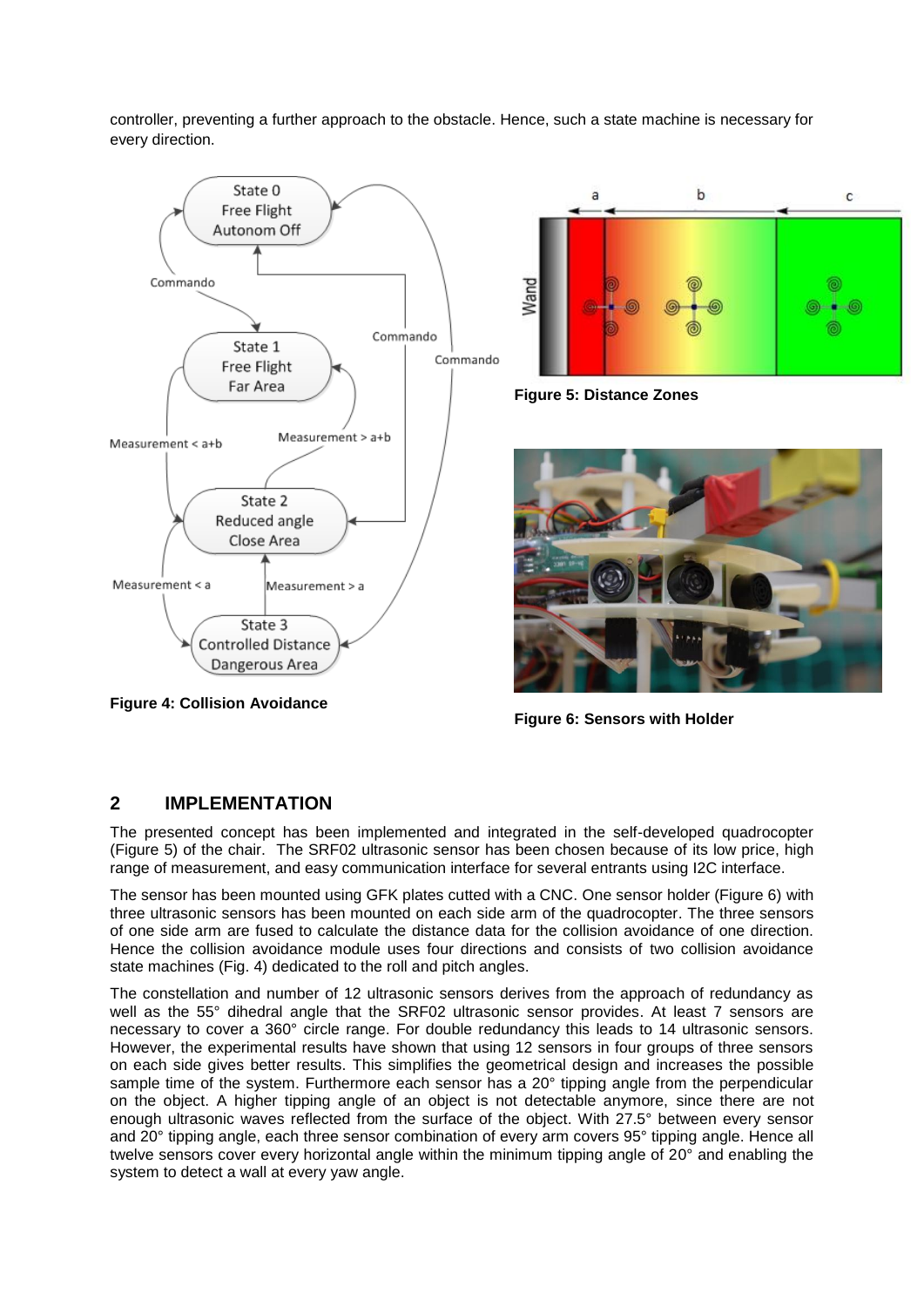controller, preventing a further approach to the obstacle. Hence, such a state machine is necessary for every direction.

**Figure 4: Collision Avoidance**

**Figure 5: Distance Zones**

**Figure 6: Sensors with Holder**

## 2 IMPLEMENTATION

The presented concept has been implemented and integrated in the self-developed quadrocopter (Figure 5) of the chair. The SRF02 ultrasonic sensor has been chosen because of its low price, high range of measurement, and easy communication interface for several entrants using I2C interface.

The sensor has been mounted using GFK plates cutted with a CNC. One sensor holder (Figure 6) with three ultrasonic sensors has been mounted on each side arm of the quadrocopter. The three sensors of one side arm are fused to calculate the distance data for the collision avoidance of one direction. Hence the collision avoidance module uses four directions and consists of two collision avoidance state machines (Fig. 4) dedicated to the roll and pitch angles.

The constellation and number of 12 ultrasonic sensors derives from the approach of redundancy as well as the 55° dihedral angle that the SRF02 ultrasonic sensor provides. At least 7 sensors are necessary to cover a 360° circle range. For double redundancy this leads to 14 ultrasonic sensors. However, the experimental results have shown that using 12 sensors in four groups of three sensors on each side gives better results. This simplifies the geometrical design and increases the possible sample time of the system. Furthermore each sensor has a 20° tipping angle from the perpendicular on the object. A higher tipping angle of an object is not detectable anymore, since there are not enough ultrasonic waves reflected from the surface of the object. With 27.5° between every sensor and 20° tipping angle, each three sensor combination of every arm covers 95° tipping angle. Hence all twelve sensors cover every horizontal angle within the minimum tipping angle of 20° and enabling the system to detect a wall at every yaw angle.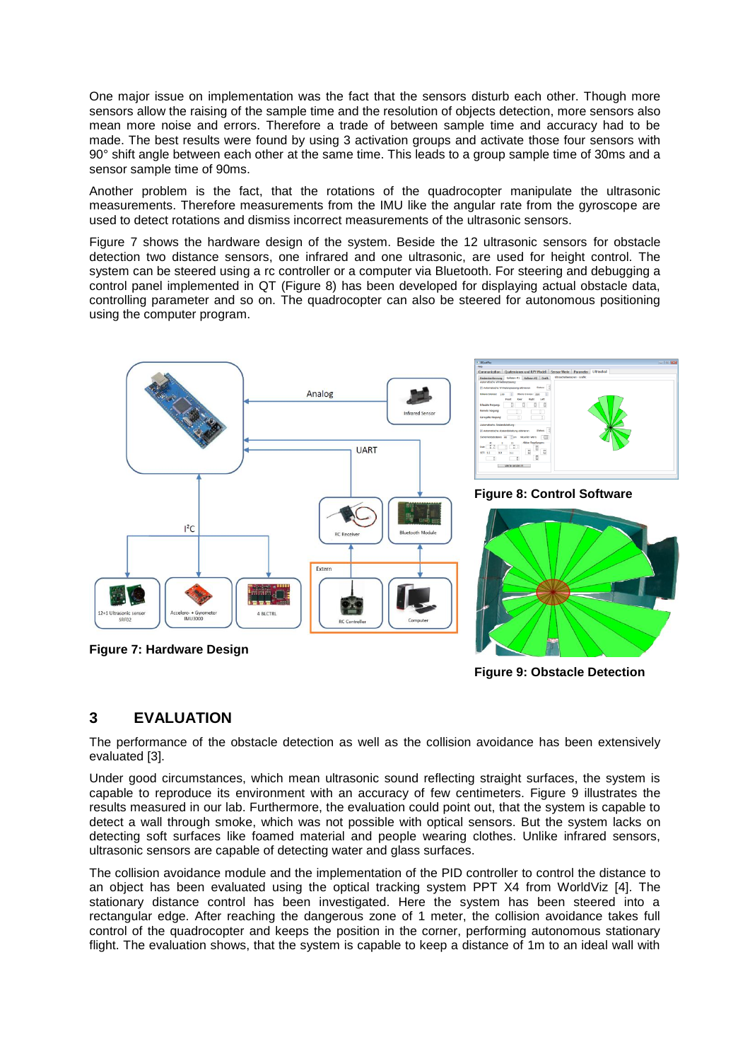One major issue on implementation was the fact that the sensors disturb each other. Though more sensors allow the raising of the sample time and the resolution of objects detection, more sensors also mean more noise and errors. Therefore a trade of between sample time and accuracy had to be made. The best results were found by using 3 activation groups and activate those four sensors with 90° shift angle between each other at the same time. This leads to a group sample time of 30ms and a sensor sample time of 90ms.

Another problem is the fact, that the rotations of the quadrocopter manipulate the ultrasonic measurements. Therefore measurements from the IMU like the angular rate from the gyroscope are used to detect rotations and dismiss incorrect measurements of the ultrasonic sensors.

Figure 7 shows the hardware design of the system. Beside the 12 ultrasonic sensors for obstacle detection two distance sensors, one infrared and one ultrasonic, are used for height control. The system can be steered using a rc controller or a computer via Bluetooth. For steering and debugging a control panel implemented in QT (Figure 8) has been developed for displaying actual obstacle data, controlling parameter and so on. The quadrocopter can also be steered for autonomous positioning using the computer program.

**Figure 7: Hardware Design**

**Figure 8: Control Software**

**Figure 9: Obstacle Detection**

## 3 EVALUATION

The performance of the obstacle detection as well as the collision avoidance has been extensively evaluated [3].

Under good circumstances, which mean ultrasonic sound reflecting straight surfaces, the system is capable to reproduce its environment with an accuracy of few centimeters. Figure 9 illustrates the results measured in our lab. Furthermore, the evaluation could point out, that the system is capable to detect a wall through smoke, which was not possible with optical sensors. But the system lacks on detecting soft surfaces like foamed material and people wearing clothes. Unlike infrared sensors, ultrasonic sensors are capable of detecting water and glass surfaces.

The collision avoidance module and the implementation of the PID controller to control the distance to an object has been evaluated using the optical tracking system PPT X4 from WorldViz [4]. The stationary distance control has been investigated. Here the system has been steered into a rectangular edge. After reaching the dangerous zone of 1 meter, the collision avoidance takes full control of the quadrocopter and keeps the position in the corner, performing autonomous stationary flight. The evaluation shows, that the system is capable to keep a distance of 1m to an ideal wall with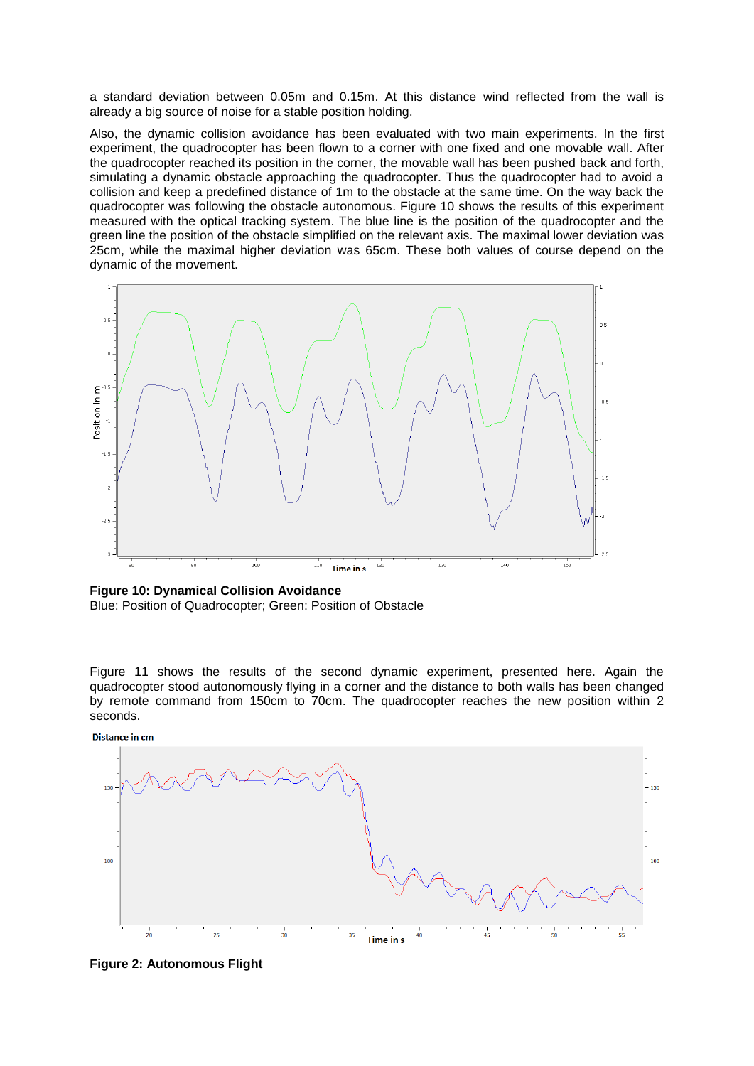a standard deviation between 0.05m and 0.15m. At this distance wind reflected from the wall is already a big source of noise for a stable position holding.

Also, the dynamic collision avoidance has been evaluated with two main experiments. In the first experiment, the quadrocopter has been flown to a corner with one fixed and one movable wall. After the quadrocopter reached its position in the corner, the movable wall has been pushed back and forth, simulating a dynamic obstacle approaching the quadrocopter. Thus the quadrocopter had to avoid a collision and keep a predefined distance of 1m to the obstacle at the same time. On the way back the quadrocopter was following the obstacle autonomous. Figure 10 shows the results of this experiment measured with the optical tracking system. The blue line is the position of the quadrocopter and the green line the position of the obstacle simplified on the relevant axis. The maximal lower deviation was 25cm, while the maximal higher deviation was 65cm. These both values of course depend on the dynamic of the movement.

**Figure 10: Dynamical Collision Avoidance**
Blue: Position of Quadrocopter; Green: Position of Obstacle

Figure 11 shows the results of the second dynamic experiment, presented here. Again the quadrocopter stood autonomously flying in a corner and the distance to both walls has been changed by remote command from 150cm to 70cm. The quadrocopter reaches the new position within 2 seconds.

**Figure 2: Autonomous Flight**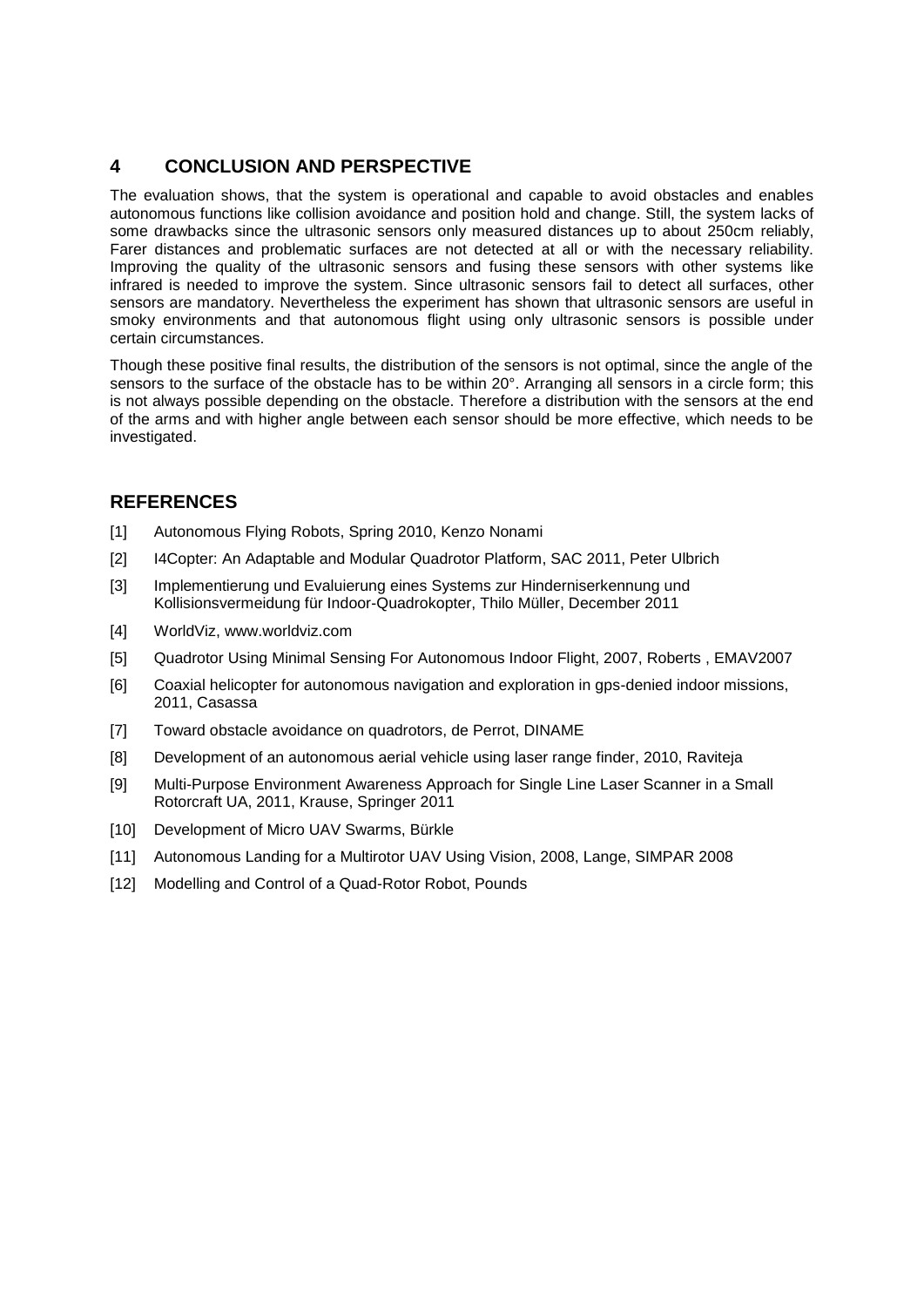## 4 CONCLUSION AND PERSPECTIVE

The evaluation shows, that the system is operational and capable to avoid obstacles and enables autonomous functions like collision avoidance and position hold and change. Still, the system lacks of some drawbacks since the ultrasonic sensors only measured distances up to about 250cm reliably, Farer distances and problematic surfaces are not detected at all or with the necessary reliability. Improving the quality of the ultrasonic sensors and fusing these sensors with other systems like infrared is needed to improve the system. Since ultrasonic sensors fail to detect all surfaces, other sensors are mandatory. Nevertheless the experiment has shown that ultrasonic sensors are useful in smoky environments and that autonomous flight using only ultrasonic sensors is possible under certain circumstances.

Though these positive final results, the distribution of the sensors is not optimal, since the angle of the sensors to the surface of the obstacle has to be within 20°. Arranging all sensors in a circle form; this is not always possible depending on the obstacle. Therefore a distribution with the sensors at the end of the arms and with higher angle between each sensor should be more effective, which needs to be investigated.

## REFERENCES

[1] Autonomous Flying Robots, Spring 2010, Kenzo Nonami

[2] I4Copter: An Adaptable and Modular Quadrotor Platform, SAC 2011, Peter Ulbrich

[3] Implementierung und Evaluierung eines Systems zur Hinderniserkennung und Kollisionsvermeidung für Indoor-Quadrokopter, Thilo Müller, December 2011

[4] WorldViz, www.worldviz.com

[5] Quadrotor Using Minimal Sensing For Autonomous Indoor Flight, 2007, Roberts , EMAV2007

[6] Coaxial helicopter for autonomous navigation and exploration in gps-denied indoor missions, 2011, Casassa

[7] Toward obstacle avoidance on quadrotors, de Perrot, DINAME

[8] Development of an autonomous aerial vehicle using laser range finder, 2010, Raviteja

[9] Multi-Purpose Environment Awareness Approach for Single Line Laser Scanner in a Small Rotorcraft UA, 2011, Krause, Springer 2011

[10] Development of Micro UAV Swarms, Bürkle

[11] Autonomous Landing for a Multirotor UAV Using Vision, 2008, Lange, SIMPAR 2008

[12] Modelling and Control of a Quad-Rotor Robot, Pounds